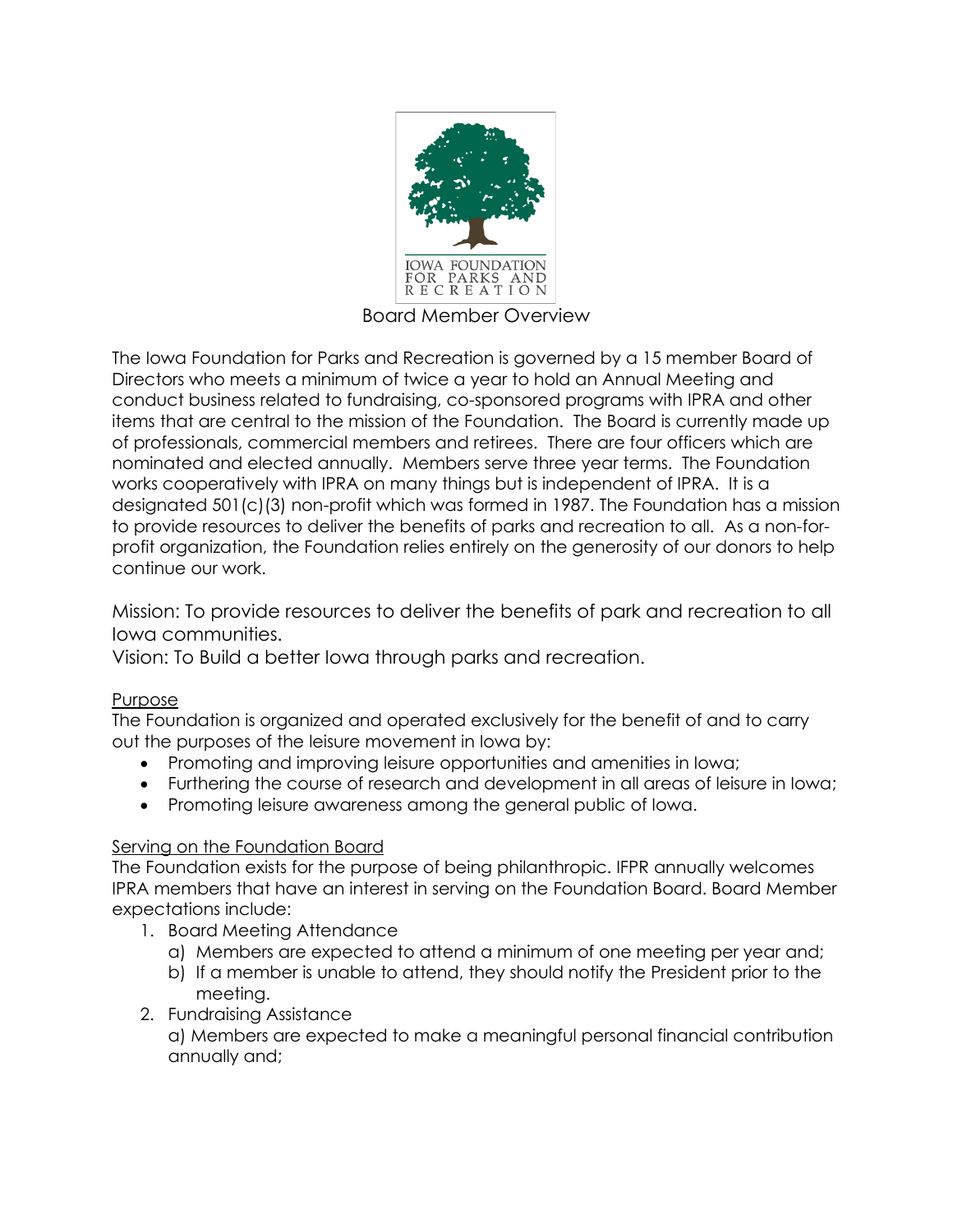IOWA FOUNDATION FOR PARKS AND RECREATION

# Board Member Overview

The Iowa Foundation for Parks and Recreation is governed by a 15 member Board of Directors who meets a minimum of twice a year to hold an Annual Meeting and conduct business related to fundraising, co-sponsored programs with IPRA and other items that are central to the mission of the Foundation. The Board is currently made up of professionals, commercial members and retirees. There are four officers which are nominated and elected annually. Members serve three year terms. The Foundation works cooperatively with IPRA on many things but is independent of IPRA. It is a designated 501(c)(3) non-profit which was formed in 1987. The Foundation has a mission to provide resources to deliver the benefits of parks and recreation to all. As a non-for-profit organization, the Foundation relies entirely on the generosity of our donors to help continue our work.

Mission: To provide resources to deliver the benefits of park and recreation to all Iowa communities.
Vision: To Build a better Iowa through parks and recreation.

## Purpose

The Foundation is organized and operated exclusively for the benefit of and to carry out the purposes of the leisure movement in Iowa by:

- Promoting and improving leisure opportunities and amenities in Iowa;
- Furthering the course of research and development in all areas of leisure in Iowa;
- Promoting leisure awareness among the general public of Iowa.

## Serving on the Foundation Board

The Foundation exists for the purpose of being philanthropic. IFPR annually welcomes IPRA members that have an interest in serving on the Foundation Board. Board Member expectations include:

1. Board Meeting Attendance
   a) Members are expected to attend a minimum of one meeting per year and;
   b) If a member is unable to attend, they should notify the President prior to the meeting.
2. Fundraising Assistance
   a) Members are expected to make a meaningful personal financial contribution annually and;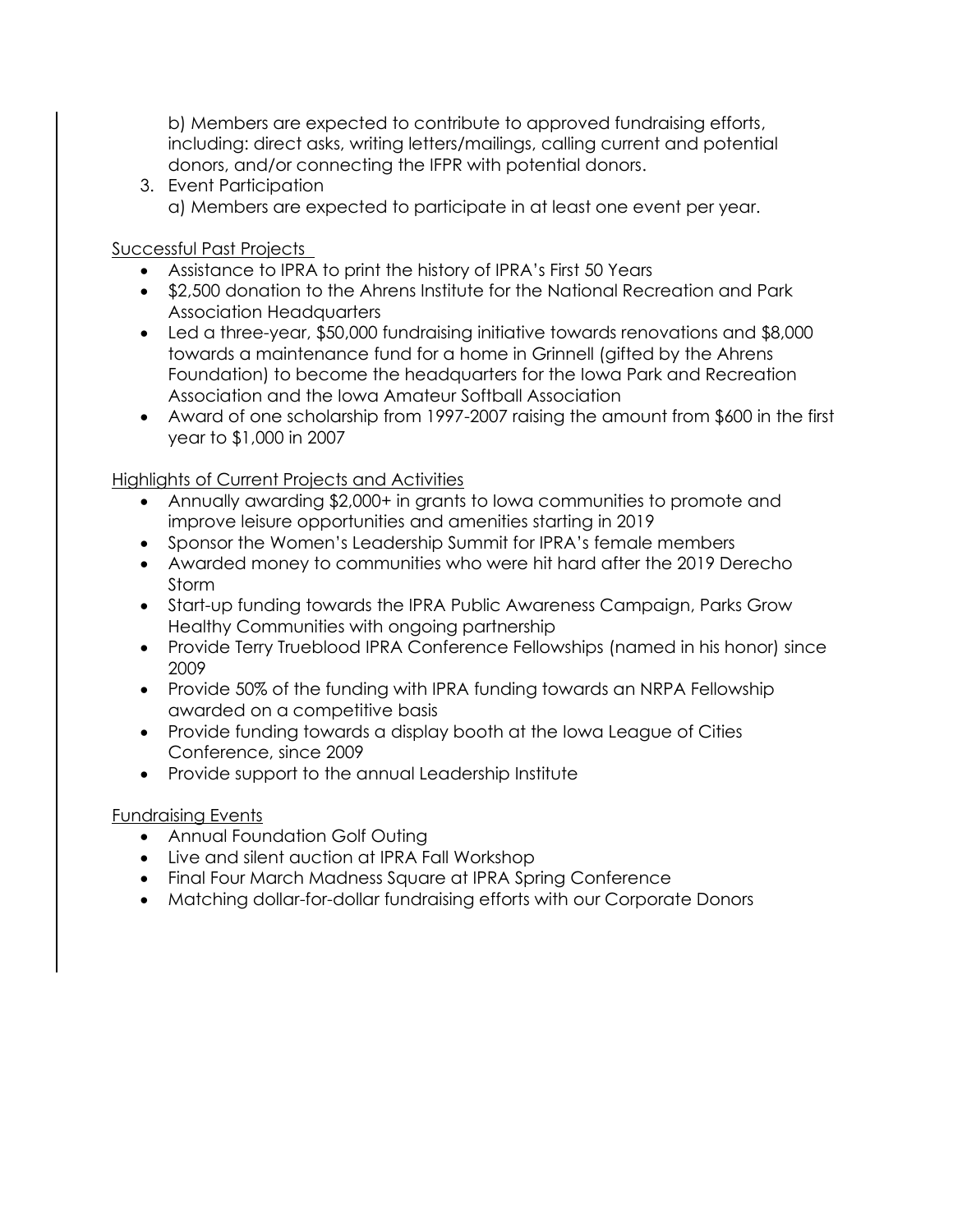b) Members are expected to contribute to approved fundraising efforts, including: direct asks, writing letters/mailings, calling current and potential donors, and/or connecting the IFPR with potential donors.

3. Event Participation

   a) Members are expected to participate in at least one event per year.

Successful Past Projects

- Assistance to IPRA to print the history of IPRA's First 50 Years
- $2,500 donation to the Ahrens Institute for the National Recreation and Park Association Headquarters
- Led a three-year, $50,000 fundraising initiative towards renovations and $8,000 towards a maintenance fund for a home in Grinnell (gifted by the Ahrens Foundation) to become the headquarters for the Iowa Park and Recreation Association and the Iowa Amateur Softball Association
- Award of one scholarship from 1997-2007 raising the amount from $600 in the first year to $1,000 in 2007

Highlights of Current Projects and Activities

- Annually awarding $2,000+ in grants to Iowa communities to promote and improve leisure opportunities and amenities starting in 2019
- Sponsor the Women's Leadership Summit for IPRA's female members
- Awarded money to communities who were hit hard after the 2019 Derecho Storm
- Start-up funding towards the IPRA Public Awareness Campaign, Parks Grow Healthy Communities with ongoing partnership
- Provide Terry Trueblood IPRA Conference Fellowships (named in his honor) since 2009
- Provide 50% of the funding with IPRA funding towards an NRPA Fellowship awarded on a competitive basis
- Provide funding towards a display booth at the Iowa League of Cities Conference, since 2009
- Provide support to the annual Leadership Institute

Fundraising Events

- Annual Foundation Golf Outing
- Live and silent auction at IPRA Fall Workshop
- Final Four March Madness Square at IPRA Spring Conference
- Matching dollar-for-dollar fundraising efforts with our Corporate Donors